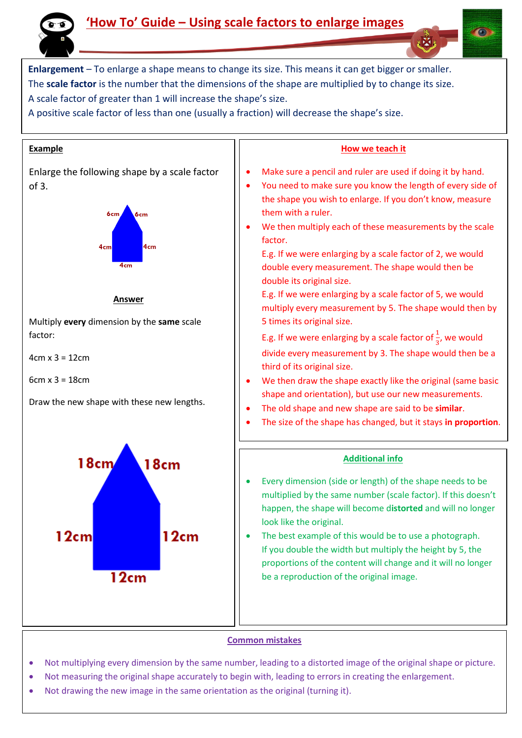# 'How To' Guide – Using scale factors to enlarge images

**Enlargement** – To enlarge a shape means to change its size. This means it can get bigger or smaller.
The **scale factor** is the number that the dimensions of the shape are multiplied by to change its size.
A scale factor of greater than 1 will increase the shape's size.
A positive scale factor of less than one (usually a fraction) will decrease the shape's size.

## Example

Enlarge the following shape by a scale factor of 3.

6cm 6cm
4cm 4cm
4cm

### Answer

Multiply **every** dimension by the **same** scale factor:

4cm x 3 = 12cm

6cm x 3 = 18cm

Draw the new shape with these new lengths.

18cm 18cm
12cm 12cm
12cm

## How we teach it

- Make sure a pencil and ruler are used if doing it by hand.
- You need to make sure you know the length of every side of the shape you wish to enlarge. If you don't know, measure them with a ruler.
- We then multiply each of these measurements by the scale factor.
  E.g. If we were enlarging by a scale factor of 2, we would double every measurement. The shape would then be double its original size.
  E.g. If we were enlarging by a scale factor of 5, we would multiply every measurement by 5. The shape would then by 5 times its original size.
  E.g. If we were enlarging by a scale factor of $\frac{1}{3}$, we would divide every measurement by 3. The shape would then be a third of its original size.
- We then draw the shape exactly like the original (same basic shape and orientation), but use our new measurements.
- The old shape and new shape are said to be **similar**.
- The size of the shape has changed, but it stays **in proportion**.

## Additional info

- Every dimension (side or length) of the shape needs to be multiplied by the same number (scale factor). If this doesn't happen, the shape will become d**istorted** and will no longer look like the original.
- The best example of this would be to use a photograph. If you double the width but multiply the height by 5, the proportions of the content will change and it will no longer be a reproduction of the original image.

## Common mistakes

- Not multiplying every dimension by the same number, leading to a distorted image of the original shape or picture.
- Not measuring the original shape accurately to begin with, leading to errors in creating the enlargement.
- Not drawing the new image in the same orientation as the original (turning it).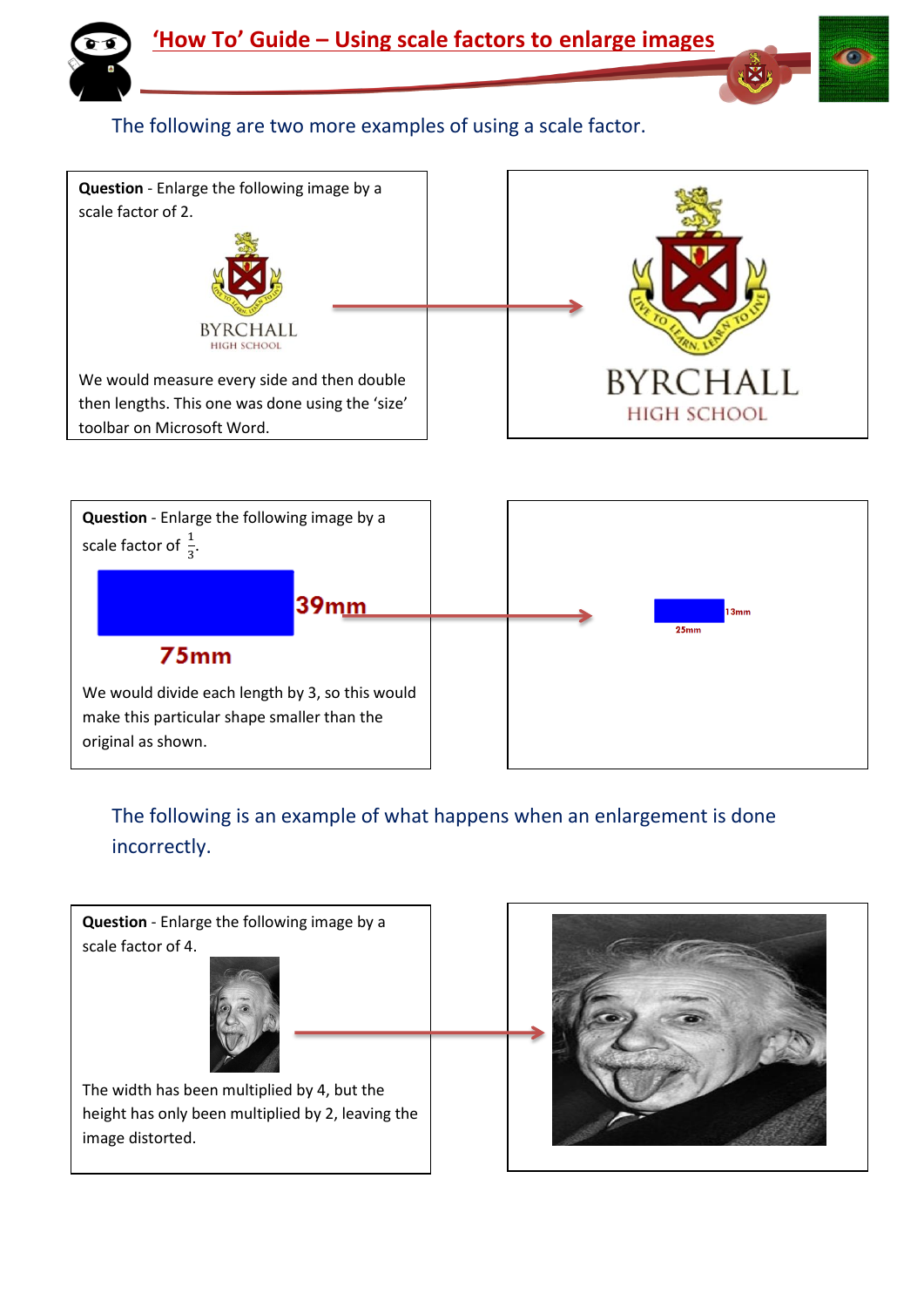# 'How To' Guide – Using scale factors to enlarge images

The following are two more examples of using a scale factor.

**Question** - Enlarge the following image by a scale factor of 2.

BYRCHALL
HIGH SCHOOL

We would measure every side and then double then lengths. This one was done using the 'size' toolbar on Microsoft Word.

BYRCHALL
HIGH SCHOOL

**Question** - Enlarge the following image by a scale factor of $\frac{1}{3}$.

39mm

75mm

We would divide each length by 3, so this would make this particular shape smaller than the original as shown.

13mm

25mm

The following is an example of what happens when an enlargement is done incorrectly.

**Question** - Enlarge the following image by a scale factor of 4.

The width has been multiplied by 4, but the height has only been multiplied by 2, leaving the image distorted.